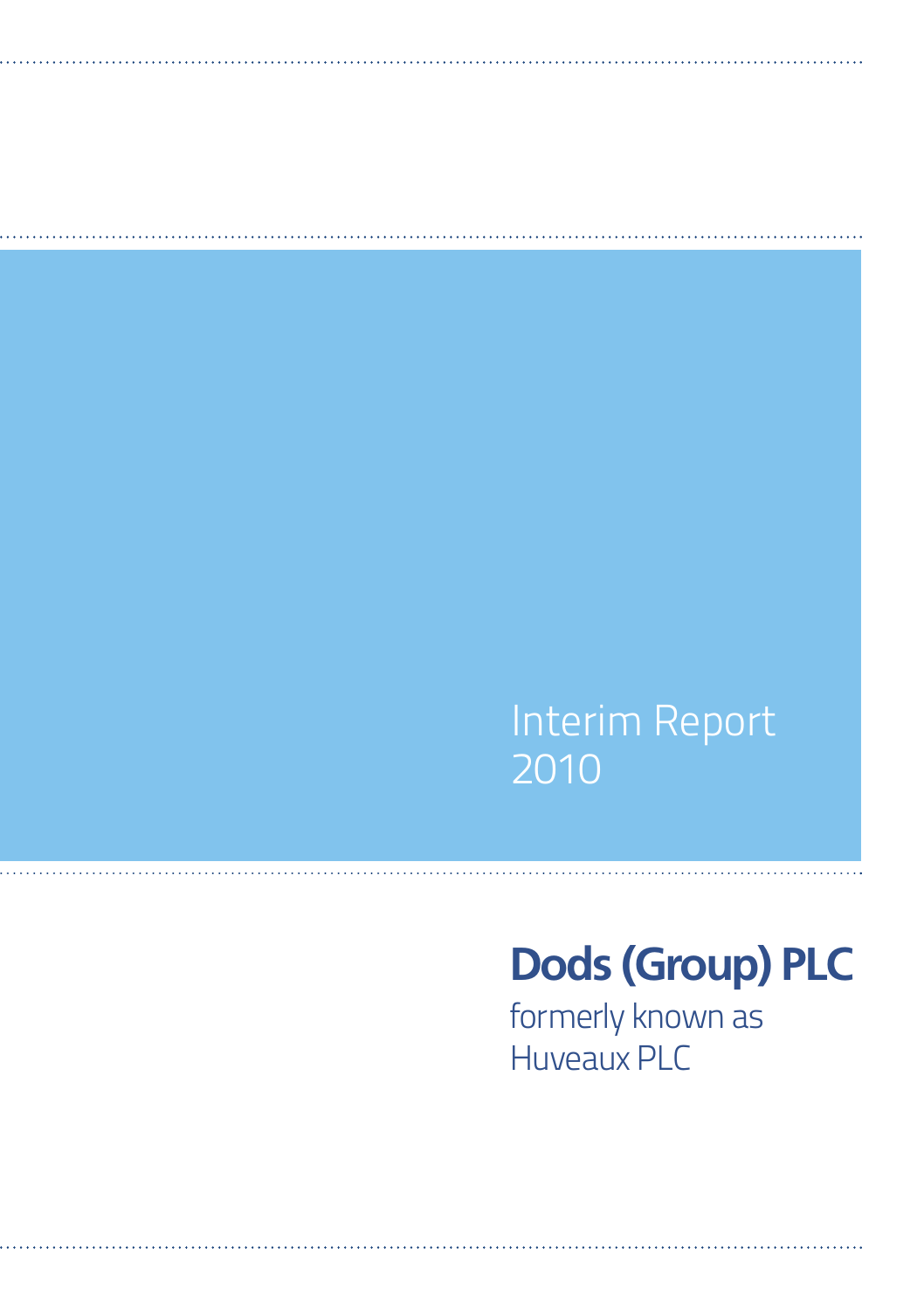# Interim Report 2010

## Dods (Group) PLC

formerly known as Huveaux PLC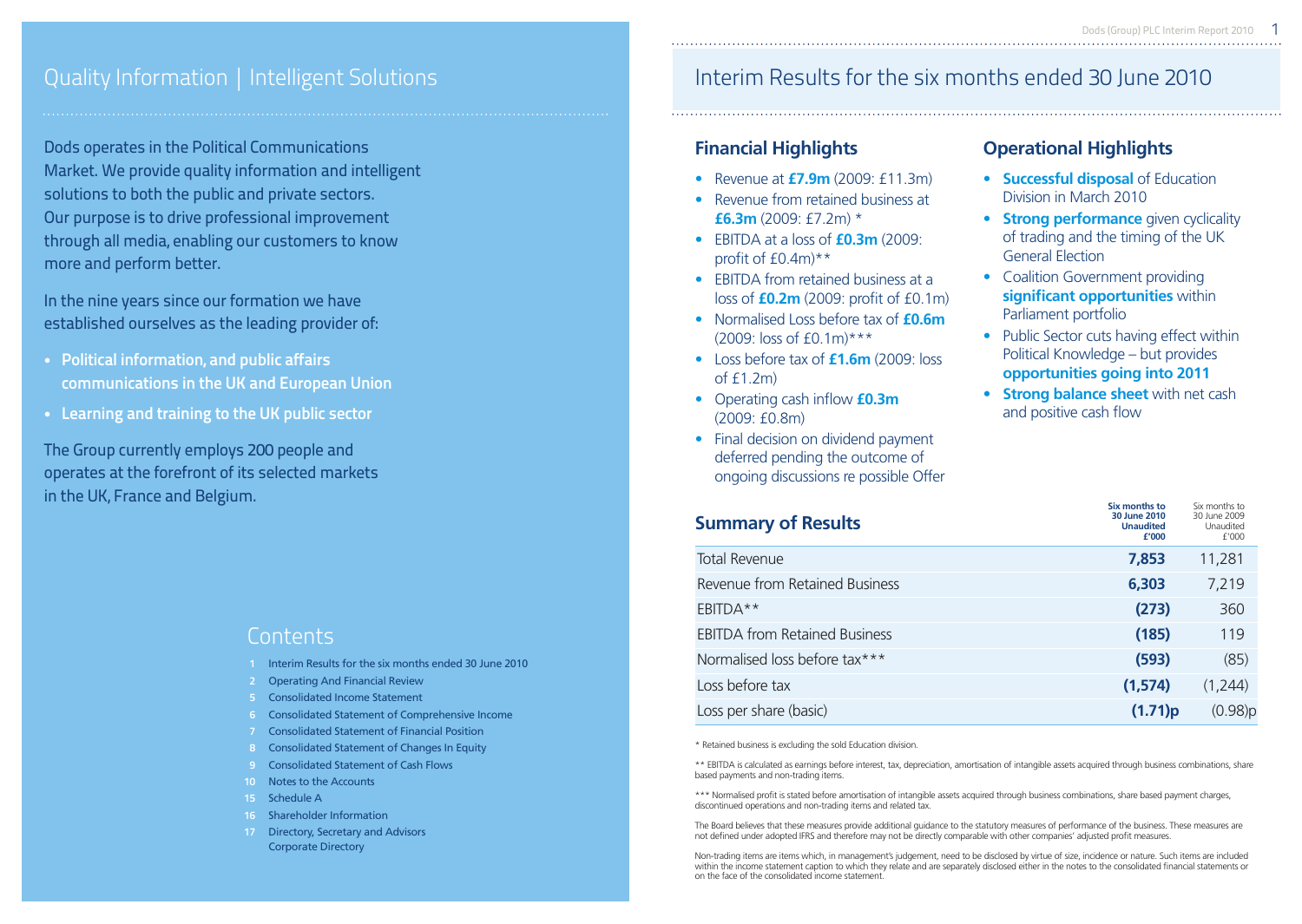## Quality Information | Intelligent Solutions

Dods operates in the Political Communications Market. We provide quality information and intelligent solutions to both the public and private sectors. Our purpose is to drive professional improvement through all media, enabling our customers to know more and perform better.

In the nine years since our formation we have established ourselves as the leading provider of:

- **Political information, and public affairs communications in the UK and European Union**
- **Learning and training to the UK public sector**

The Group currently employs 200 people and operates at the forefront of its selected markets in the UK, France and Belgium.

## Contents

1 Interim Results for the six months ended 30 June 2010
2 Operating And Financial Review
5 Consolidated Income Statement
6 Consolidated Statement of Comprehensive Income
7 Consolidated Statement of Financial Position
8 Consolidated Statement of Changes In Equity
9 Consolidated Statement of Cash Flows
10 Notes to the Accounts
15 Schedule A
16 Shareholder Information
17 Directory, Secretary and Advisors
Corporate Directory

# Interim Results for the six months ended 30 June 2010

### Financial Highlights

- Revenue at **£7.9m** (2009: £11.3m)
- Revenue from retained business at **£6.3m** (2009: £7.2m) *
- EBITDA at a loss of **£0.3m** (2009: profit of £0.4m)**
- EBITDA from retained business at a loss of **£0.2m** (2009: profit of £0.1m)
- Normalised Loss before tax of **£0.6m** (2009: loss of £0.1m)***
- Loss before tax of **£1.6m** (2009: loss of £1.2m)
- Operating cash inflow **£0.3m** (2009: £0.8m)
- Final decision on dividend payment deferred pending the outcome of ongoing discussions re possible Offer

### Operational Highlights

- **Successful disposal** of Education Division in March 2010
- **Strong performance** given cyclicality of trading and the timing of the UK General Election
- Coalition Government providing **significant opportunities** within Parliament portfolio
- Public Sector cuts having effect within Political Knowledge – but provides **opportunities going into 2011**
- **Strong balance sheet** with net cash and positive cash flow

### Summary of Results

| | **Six months to 30 June 2010 Unaudited £'000** | Six months to 30 June 2009 Unaudited £'000 |
|---|---|---|
| Total Revenue | **7,853** | 11,281 |
| Revenue from Retained Business | **6,303** | 7,219 |
| EBITDA** | **(273)** | 360 |
| EBITDA from Retained Business | **(185)** | 119 |
| Normalised loss before tax*** | **(593)** | (85) |
| Loss before tax | **(1,574)** | (1,244) |
| Loss per share (basic) | **(1.71)p** | (0.98)p |

* Retained business is excluding the sold Education division.

** EBITDA is calculated as earnings before interest, tax, depreciation, amortisation of intangible assets acquired through business combinations, share based payments and non-trading items.

*** Normalised profit is stated before amortisation of intangible assets acquired through business combinations, share based payment charges, discontinued operations and non-trading items and related tax.

The Board believes that these measures provide additional guidance to the statutory measures of performance of the business. These measures are not defined under adopted IFRS and therefore may not be directly comparable with other companies' adjusted profit measures.

Non-trading items are items which, in management's judgement, need to be disclosed by virtue of size, incidence or nature. Such items are included within the income statement caption to which they relate and are separately disclosed either in the notes to the consolidated financial statements or on the face of the consolidated income statement.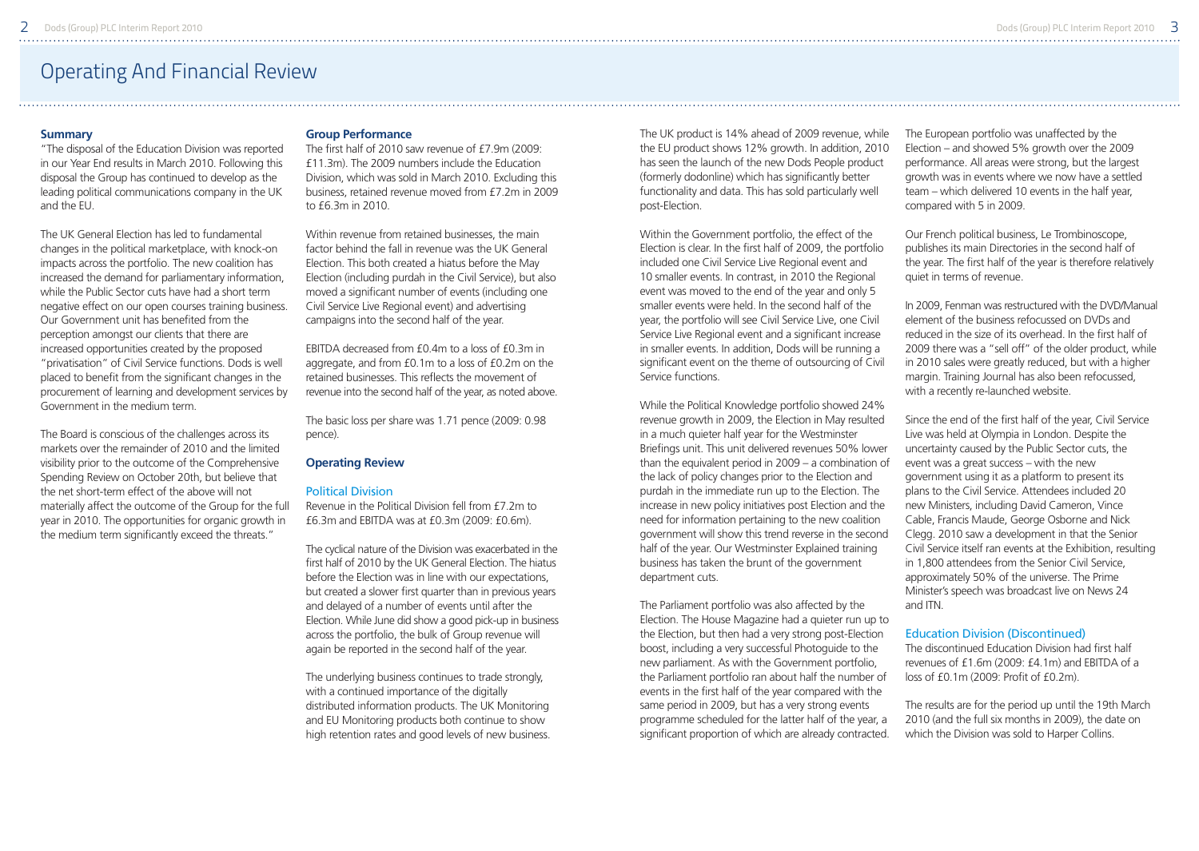# Operating And Financial Review

### Summary

"The disposal of the Education Division was reported in our Year End results in March 2010. Following this disposal the Group has continued to develop as the leading political communications company in the UK and the EU.

The UK General Election has led to fundamental changes in the political marketplace, with knock-on impacts across the portfolio. The new coalition has increased the demand for parliamentary information, while the Public Sector cuts have had a short term negative effect on our open courses training business. Our Government unit has benefited from the perception amongst our clients that there are increased opportunities created by the proposed "privatisation" of Civil Service functions. Dods is well placed to benefit from the significant changes in the procurement of learning and development services by Government in the medium term.

The Board is conscious of the challenges across its markets over the remainder of 2010 and the limited visibility prior to the outcome of the Comprehensive Spending Review on October 20th, but believe that the net short-term effect of the above will not materially affect the outcome of the Group for the full year in 2010. The opportunities for organic growth in the medium term significantly exceed the threats."

### Group Performance

The first half of 2010 saw revenue of £7.9m (2009: £11.3m). The 2009 numbers include the Education Division, which was sold in March 2010. Excluding this business, retained revenue moved from £7.2m in 2009 to £6.3m in 2010.

Within revenue from retained businesses, the main factor behind the fall in revenue was the UK General Election. This both created a hiatus before the May Election (including purdah in the Civil Service), but also moved a significant number of events (including one Civil Service Live Regional event) and advertising campaigns into the second half of the year.

EBITDA decreased from £0.4m to a loss of £0.3m in aggregate, and from £0.1m to a loss of £0.2m on the retained businesses. This reflects the movement of revenue into the second half of the year, as noted above.

The basic loss per share was 1.71 pence (2009: 0.98 pence).

### Operating Review

#### Political Division

Revenue in the Political Division fell from £7.2m to £6.3m and EBITDA was at £0.3m (2009: £0.6m).

The cyclical nature of the Division was exacerbated in the first half of 2010 by the UK General Election. The hiatus before the Election was in line with our expectations, but created a slower first quarter than in previous years and delayed of a number of events until after the Election. While June did show a good pick-up in business across the portfolio, the bulk of Group revenue will again be reported in the second half of the year.

The underlying business continues to trade strongly, with a continued importance of the digitally distributed information products. The UK Monitoring and EU Monitoring products both continue to show high retention rates and good levels of new business. The UK product is 14% ahead of 2009 revenue, while the EU product shows 12% growth. In addition, 2010 has seen the launch of the new Dods People product (formerly dodonline) which has significantly better functionality and data. This has sold particularly well post-Election.

Within the Government portfolio, the effect of the Election is clear. In the first half of 2009, the portfolio included one Civil Service Live Regional event and 10 smaller events. In contrast, in 2010 the Regional event was moved to the end of the year and only 5 smaller events were held. In the second half of the year, the portfolio will see Civil Service Live, one Civil Service Live Regional event and a significant increase in smaller events. In addition, Dods will be running a significant event on the theme of outsourcing of Civil Service functions.

While the Political Knowledge portfolio showed 24% revenue growth in 2009, the Election in May resulted in a much quieter half year for the Westminster Briefings unit. This unit delivered revenues 50% lower than the equivalent period in 2009 – a combination of the lack of policy changes prior to the Election and purdah in the immediate run up to the Election. The increase in new policy initiatives post Election and the need for information pertaining to the new coalition government will show this trend reverse in the second half of the year. Our Westminster Explained training business has taken the brunt of the government department cuts.

The Parliament portfolio was also affected by the Election. The House Magazine had a quieter run up to the Election, but then had a very strong post-Election boost, including a very successful Photoguide to the new parliament. As with the Government portfolio, the Parliament portfolio ran about half the number of events in the first half of the year compared with the same period in 2009, but has a very strong events programme scheduled for the latter half of the year, a significant proportion of which are already contracted.

The European portfolio was unaffected by the Election – and showed 5% growth over the 2009 performance. All areas were strong, but the largest growth was in events where we now have a settled team – which delivered 10 events in the half year, compared with 5 in 2009.

Our French political business, Le Trombinoscope, publishes its main Directories in the second half of the year. The first half of the year is therefore relatively quiet in terms of revenue.

In 2009, Fenman was restructured with the DVD/Manual element of the business refocussed on DVDs and reduced in the size of its overhead. In the first half of 2009 there was a "sell off" of the older product, while in 2010 sales were greatly reduced, but with a higher margin. Training Journal has also been refocussed, with a recently re-launched website.

Since the end of the first half of the year, Civil Service Live was held at Olympia in London. Despite the uncertainty caused by the Public Sector cuts, the event was a great success – with the new government using it as a platform to present its plans to the Civil Service. Attendees included 20 new Ministers, including David Cameron, Vince Cable, Francis Maude, George Osborne and Nick Clegg. 2010 saw a development in that the Senior Civil Service itself ran events at the Exhibition, resulting in 1,800 attendees from the Senior Civil Service, approximately 50% of the universe. The Prime Minister's speech was broadcast live on News 24 and ITN.

#### Education Division (Discontinued)

The discontinued Education Division had first half revenues of £1.6m (2009: £4.1m) and EBITDA of a loss of £0.1m (2009: Profit of £0.2m).

The results are for the period up until the 19th March 2010 (and the full six months in 2009), the date on which the Division was sold to Harper Collins.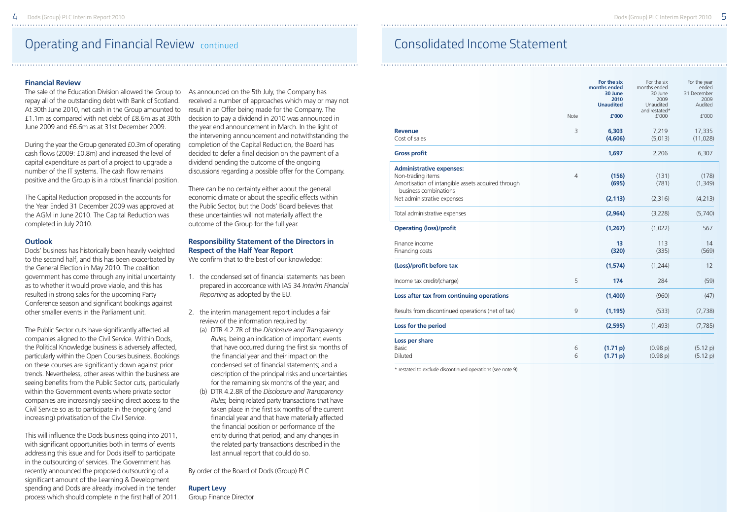# Operating and Financial Review continued

### Financial Review

The sale of the Education Division allowed the Group to repay all of the outstanding debt with Bank of Scotland. At 30th June 2010, net cash in the Group amounted to £1.1m as compared with net debt of £8.6m as at 30th June 2009 and £6.6m as at 31st December 2009.

During the year the Group generated £0.3m of operating cash flows (2009: £0.8m) and increased the level of capital expenditure as part of a project to upgrade a number of the IT systems. The cash flow remains positive and the Group is in a robust financial position.

The Capital Reduction proposed in the accounts for the Year Ended 31 December 2009 was approved at the AGM in June 2010. The Capital Reduction was completed in July 2010.

### Outlook

Dods' business has historically been heavily weighted to the second half, and this has been exacerbated by the General Election in May 2010. The coalition government has come through any initial uncertainty as to whether it would prove viable, and this has resulted in strong sales for the upcoming Party Conference season and significant bookings against other smaller events in the Parliament unit.

The Public Sector cuts have significantly affected all companies aligned to the Civil Service. Within Dods, the Political Knowledge business is adversely affected, particularly within the Open Courses business. Bookings on these courses are significantly down against prior trends. Nevertheless, other areas within the business are seeing benefits from the Public Sector cuts, particularly within the Government events where private sector companies are increasingly seeking direct access to the Civil Service so as to participate in the ongoing (and increasing) privatisation of the Civil Service.

This will influence the Dods business going into 2011, with significant opportunities both in terms of events addressing this issue and for Dods itself to participate in the outsourcing of services. The Government has recently announced the proposed outsourcing of a significant amount of the Learning & Development spending and Dods are already involved in the tender process which should complete in the first half of 2011.

As announced on the 5th July, the Company has received a number of approaches which may or may not result in an Offer being made for the Company. The decision to pay a dividend in 2010 was announced in the year end announcement in March. In the light of the intervening announcement and notwithstanding the completion of the Capital Reduction, the Board has decided to defer a final decision on the payment of a dividend pending the outcome of the ongoing discussions regarding a possible offer for the Company.

There can be no certainty either about the general economic climate or about the specific effects within the Public Sector, but the Dods' Board believes that these uncertainties will not materially affect the outcome of the Group for the full year.

### Responsibility Statement of the Directors in Respect of the Half Year Report

We confirm that to the best of our knowledge:

1. the condensed set of financial statements has been prepared in accordance with IAS 34 *Interim Financial Reporting* as adopted by the EU.
2. the interim management report includes a fair review of the information required by:
   (a) DTR 4.2.7R of the *Disclosure and Transparency Rules,* being an indication of important events that have occurred during the first six months of the financial year and their impact on the condensed set of financial statements; and a description of the principal risks and uncertainties for the remaining six months of the year; and
   (b) DTR 4.2.8R of the *Disclosure and Transparency Rules,* being related party transactions that have taken place in the first six months of the current financial year and that have materially affected the financial position or performance of the entity during that period; and any changes in the related party transactions described in the last annual report that could do so.

By order of the Board of Dods (Group) PLC

**Rupert Levy**
Group Finance Director

# Consolidated Income Statement

| | Note | **For the six months ended 30 June 2010 Unaudited £'000** | For the six months ended 30 June 2009 Unaudited and restated* £'000 | For the year ended 31 December 2009 Audited £'000 |
|---|---|---|---|---|
| **Revenue** | 3 | **6,303** | 7,219 | 17,335 |
| Cost of sales | | **(4,606)** | (5,013) | (11,028) |
| **Gross profit** | | **1,697** | 2,206 | 6,307 |
| **Administrative expenses:** | | | | |
| Non-trading items | 4 | **(156)** | (131) | (178) |
| Amortisation of intangible assets acquired through business combinations | | **(695)** | (781) | (1,349) |
| Net administrative expenses | | **(2,113)** | (2,316) | (4,213) |
| Total administrative expenses | | **(2,964)** | (3,228) | (5,740) |
| **Operating (loss)/profit** | | **(1,267)** | (1,022) | 567 |
| Finance income | | **13** | 113 | 14 |
| Financing costs | | **(320)** | (335) | (569) |
| **(Loss)/profit before tax** | | **(1,574)** | (1,244) | 12 |
| Income tax credit/(charge) | 5 | **174** | 284 | (59) |
| **Loss after tax from continuing operations** | | **(1,400)** | (960) | (47) |
| Results from discontinued operations (net of tax) | 9 | **(1,195)** | (533) | (7,738) |
| **Loss for the period** | | **(2,595)** | (1,493) | (7,785) |
| **Loss per share** | | | | |
| Basic | 6 | **(1.71 p)** | (0.98 p) | (5.12 p) |
| Diluted | 6 | **(1.71 p)** | (0.98 p) | (5.12 p) |

\* restated to exclude discontinued operations (see note 9)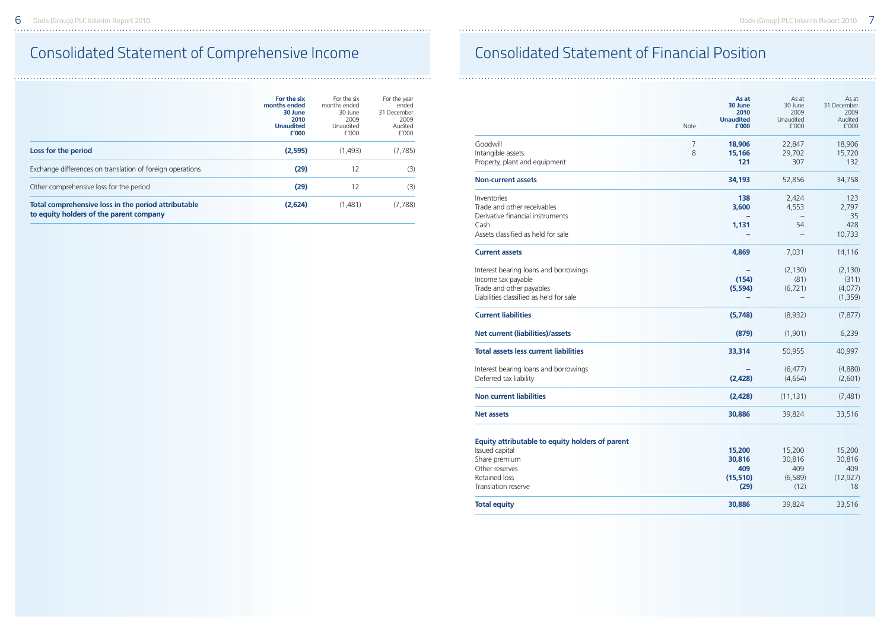# Consolidated Statement of Comprehensive Income

| | **For the six months ended 30 June 2010 Unaudited £'000** | For the six months ended 30 June 2009 Unaudited £'000 | For the year ended 31 December 2009 Audited £'000 |
|---|---|---|---|
| **Loss for the period** | **(2,595)** | (1,493) | (7,785) |
| Exchange differences on translation of foreign operations | **(29)** | 12 | (3) |
| Other comprehensive loss for the period | **(29)** | 12 | (3) |
| **Total comprehensive loss in the period attributable to equity holders of the parent company** | **(2,624)** | (1,481) | (7,788) |

# Consolidated Statement of Financial Position

| | Note | **As at 30 June 2010 Unaudited £'000** | As at 30 June 2009 Unaudited £'000 | As at 31 December 2009 Audited £'000 |
|---|---|---|---|---|
| Goodwill | 7 | **18,906** | 22,847 | 18,906 |
| Intangible assets | 8 | **15,166** | 29,702 | 15,720 |
| Property, plant and equipment | | **121** | 307 | 132 |
| **Non-current assets** | | **34,193** | 52,856 | 34,758 |
| Inventories | | **138** | 2,424 | 123 |
| Trade and other receivables | | **3,600** | 4,553 | 2,797 |
| Derivative financial instruments | | **–** | – | 35 |
| Cash | | **1,131** | 54 | 428 |
| Assets classified as held for sale | | **–** | – | 10,733 |
| **Current assets** | | **4,869** | 7,031 | 14,116 |
| Interest bearing loans and borrowings | | **–** | (2,130) | (2,130) |
| Income tax payable | | **(154)** | (81) | (311) |
| Trade and other payables | | **(5,594)** | (6,721) | (4,077) |
| Liabilities classified as held for sale | | **–** | – | (1,359) |
| **Current liabilities** | | **(5,748)** | (8,932) | (7,877) |
| **Net current (liabilities)/assets** | | **(879)** | (1,901) | 6,239 |
| **Total assets less current liabilities** | | **33,314** | 50,955 | 40,997 |
| Interest bearing loans and borrowings | | **–** | (6,477) | (4,880) |
| Deferred tax liability | | **(2,428)** | (4,654) | (2,601) |
| **Non current liabilities** | | **(2,428)** | (11,131) | (7,481) |
| **Net assets** | | **30,886** | 39,824 | 33,516 |
| **Equity attributable to equity holders of parent** | | | | |
| Issued capital | | **15,200** | 15,200 | 15,200 |
| Share premium | | **30,816** | 30,816 | 30,816 |
| Other reserves | | **409** | 409 | 409 |
| Retained loss | | **(15,510)** | (6,589) | (12,927) |
| Translation reserve | | **(29)** | (12) | 18 |
| **Total equity** | | **30,886** | 39,824 | 33,516 |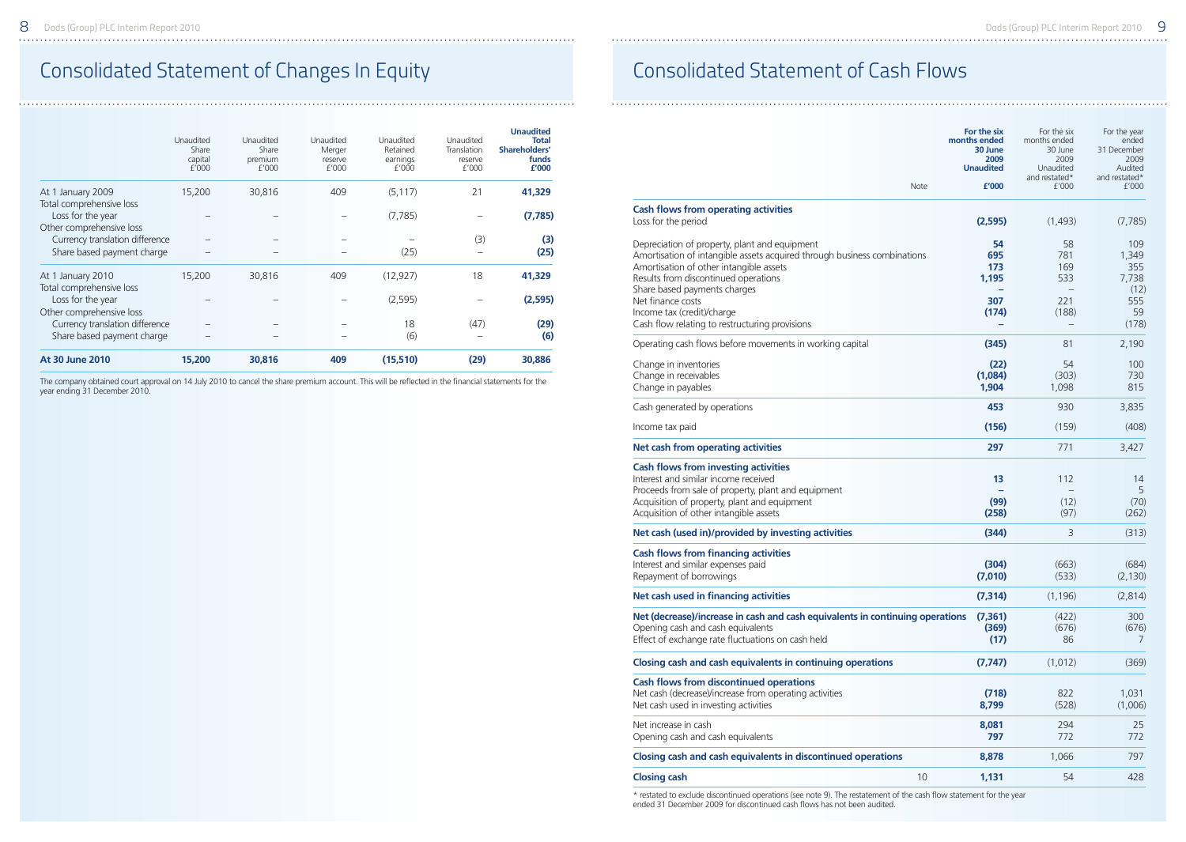# Consolidated Statement of Changes In Equity

| | Unaudited Share capital £'000 | Unaudited Share premium £'000 | Unaudited Merger reserve £'000 | Unaudited Retained earnings £'000 | Unaudited Translation reserve £'000 | **Unaudited Total Shareholders' funds £'000** |
|---|---|---|---|---|---|---|
| At 1 January 2009 | 15,200 | 30,816 | 409 | (5,117) | 21 | **41,329** |
| Total comprehensive loss | | | | | | |
| Loss for the year | – | – | – | (7,785) | – | **(7,785)** |
| Other comprehensive loss | | | | | | |
| Currency translation difference | – | – | – | – | (3) | **(3)** |
| Share based payment charge | – | – | – | (25) | – | **(25)** |
| At 1 January 2010 | 15,200 | 30,816 | 409 | (12,927) | 18 | **41,329** |
| Total comprehensive loss | | | | | | |
| Loss for the year | – | – | – | (2,595) | – | **(2,595)** |
| Other comprehensive loss | | | | | | |
| Currency translation difference | – | – | – | 18 | (47) | **(29)** |
| Share based payment charge | – | – | – | (6) | – | **(6)** |
| **At 30 June 2010** | **15,200** | **30,816** | **409** | **(15,510)** | **(29)** | **30,886** |

The company obtained court approval on 14 July 2010 to cancel the share premium account. This will be reflected in the financial statements for the year ending 31 December 2010.

# Consolidated Statement of Cash Flows

| | Note | **For the six months ended 30 June 2009 Unaudited £'000** | For the six months ended 30 June 2009 Unaudited and restated* £'000 | For the year ended 31 December 2009 Audited and restated* £'000 |
|---|---|---|---|---|
| **Cash flows from operating activities** | | | | |
| Loss for the period | | **(2,595)** | (1,493) | (7,785) |
| Depreciation of property, plant and equipment | | **54** | 58 | 109 |
| Amortisation of intangible assets acquired through business combinations | | **695** | 781 | 1,349 |
| Amortisation of other intangible assets | | **173** | 169 | 355 |
| Results from discontinued operations | | **1,195** | 533 | 7,738 |
| Share based payments charges | | **–** | – | (12) |
| Net finance costs | | **307** | 221 | 555 |
| Income tax (credit)/charge | | **(174)** | (188) | 59 |
| Cash flow relating to restructuring provisions | | **–** | – | (178) |
| Operating cash flows before movements in working capital | | **(345)** | 81 | 2,190 |
| Change in inventories | | **(22)** | 54 | 100 |
| Change in receivables | | **(1,084)** | (303) | 730 |
| Change in payables | | **1,904** | 1,098 | 815 |
| Cash generated by operations | | **453** | 930 | 3,835 |
| Income tax paid | | **(156)** | (159) | (408) |
| **Net cash from operating activities** | | **297** | 771 | 3,427 |
| **Cash flows from investing activities** | | | | |
| Interest and similar income received | | **13** | 112 | 14 |
| Proceeds from sale of property, plant and equipment | | **–** | – | 5 |
| Acquisition of property, plant and equipment | | **(99)** | (12) | (70) |
| Acquisition of other intangible assets | | **(258)** | (97) | (262) |
| **Net cash (used in)/provided by investing activities** | | **(344)** | 3 | (313) |
| **Cash flows from financing activities** | | | | |
| Interest and similar expenses paid | | **(304)** | (663) | (684) |
| Repayment of borrowings | | **(7,010)** | (533) | (2,130) |
| **Net cash used in financing activities** | | **(7,314)** | (1,196) | (2,814) |
| **Net (decrease)/increase in cash and cash equivalents in continuing operations** | | **(7,361)** | (422) | 300 |
| Opening cash and cash equivalents | | **(369)** | (676) | (676) |
| Effect of exchange rate fluctuations on cash held | | **(17)** | 86 | 7 |
| **Closing cash and cash equivalents in continuing operations** | | **(7,747)** | (1,012) | (369) |
| **Cash flows from discontinued operations** | | | | |
| Net cash (decrease)/increase from operating activities | | **(718)** | 822 | 1,031 |
| Net cash used in investing activities | | **8,799** | (528) | (1,006) |
| Net increase in cash | | **8,081** | 294 | 25 |
| Opening cash and cash equivalents | | **797** | 772 | 772 |
| **Closing cash and cash equivalents in discontinued operations** | | **8,878** | 1,066 | 797 |
| **Closing cash** | 10 | **1,131** | 54 | 428 |

* restated to exclude discontinued operations (see note 9). The restatement of the cash flow statement for the year ended 31 December 2009 for discontinued cash flows has not been audited.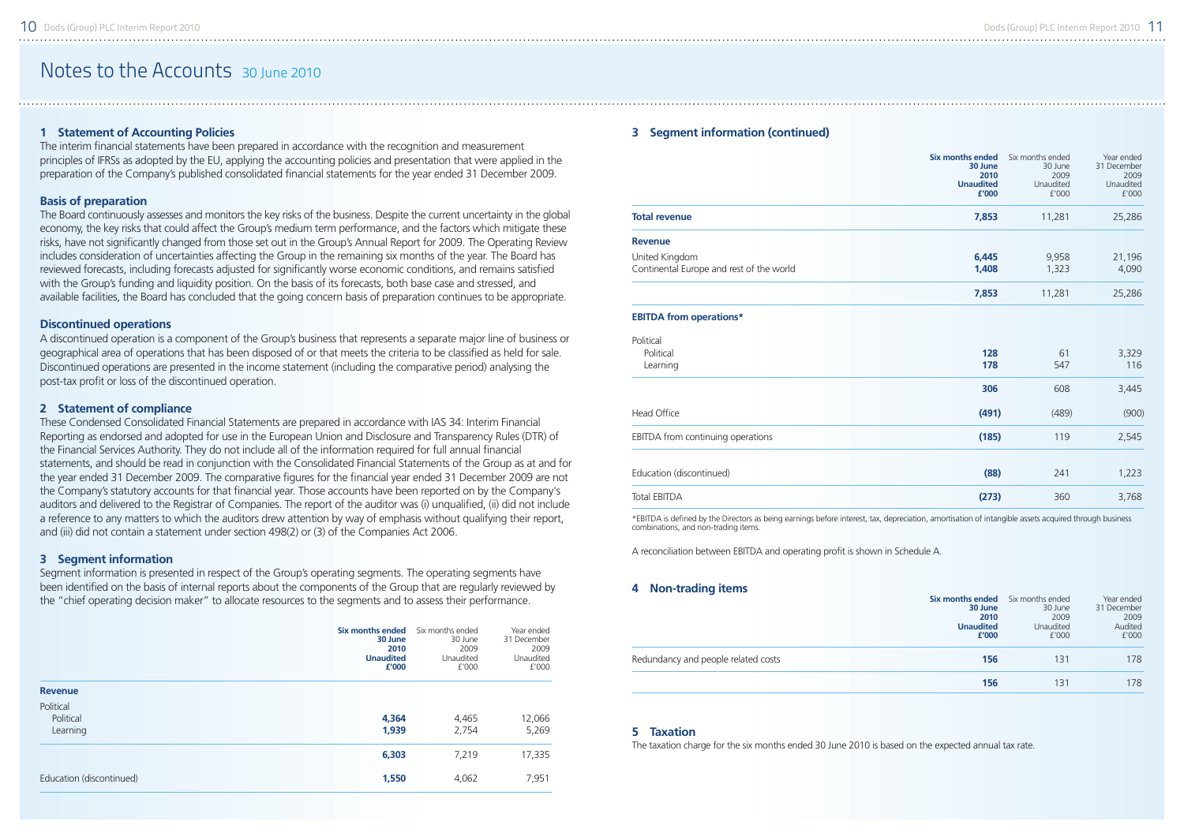# Notes to the Accounts 30 June 2010

## 1 Statement of Accounting Policies

The interim financial statements have been prepared in accordance with the recognition and measurement principles of IFRSs as adopted by the EU, applying the accounting policies and presentation that were applied in the preparation of the Company's published consolidated financial statements for the year ended 31 December 2009.

### Basis of preparation

The Board continuously assesses and monitors the key risks of the business. Despite the current uncertainty in the global economy, the key risks that could affect the Group's medium term performance, and the factors which mitigate these risks, have not significantly changed from those set out in the Group's Annual Report for 2009. The Operating Review includes consideration of uncertainties affecting the Group in the remaining six months of the year. The Board has reviewed forecasts, including forecasts adjusted for significantly worse economic conditions, and remains satisfied with the Group's funding and liquidity position. On the basis of its forecasts, both base case and stressed, and available facilities, the Board has concluded that the going concern basis of preparation continues to be appropriate.

### Discontinued operations

A discontinued operation is a component of the Group's business that represents a separate major line of business or geographical area of operations that has been disposed of or that meets the criteria to be classified as held for sale. Discontinued operations are presented in the income statement (including the comparative period) analysing the post-tax profit or loss of the discontinued operation.

## 2 Statement of compliance

These Condensed Consolidated Financial Statements are prepared in accordance with IAS 34: Interim Financial Reporting as endorsed and adopted for use in the European Union and Disclosure and Transparency Rules (DTR) of the Financial Services Authority. They do not include all of the information required for full annual financial statements, and should be read in conjunction with the Consolidated Financial Statements of the Group as at and for the year ended 31 December 2009. The comparative figures for the financial year ended 31 December 2009 are not the Company's statutory accounts for that financial year. Those accounts have been reported on by the Company's auditors and delivered to the Registrar of Companies. The report of the auditor was (i) unqualified, (ii) did not include a reference to any matters to which the auditors drew attention by way of emphasis without qualifying their report, and (iii) did not contain a statement under section 498(2) or (3) of the Companies Act 2006.

## 3 Segment information

Segment information is presented in respect of the Group's operating segments. The operating segments have been identified on the basis of internal reports about the components of the Group that are regularly reviewed by the "chief operating decision maker" to allocate resources to the segments and to assess their performance.

| | **Six months ended 30 June 2010 Unaudited £'000** | Six months ended 30 June 2009 Unaudited £'000 | Year ended 31 December 2009 Unaudited £'000 |
|---|---|---|---|
| **Revenue** | | | |
| Political | | | |
| Political | **4,364** | 4,465 | 12,066 |
| Learning | **1,939** | 2,754 | 5,269 |
| | **6,303** | 7,219 | 17,335 |
| Education (discontinued) | **1,550** | 4,062 | 7,951 |

## 3 Segment information (continued)

| | **Six months ended 30 June 2010 Unaudited £'000** | Six months ended 30 June 2009 Unaudited £'000 | Year ended 31 December 2009 Unaudited £'000 |
|---|---|---|---|
| **Total revenue** | **7,853** | 11,281 | 25,286 |
| **Revenue** | | | |
| United Kingdom | **6,445** | 9,958 | 21,196 |
| Continental Europe and rest of the world | **1,408** | 1,323 | 4,090 |
| | **7,853** | 11,281 | 25,286 |
| **EBITDA from operations*** | | | |
| Political | | | |
| Political | **128** | 61 | 3,329 |
| Learning | **178** | 547 | 116 |
| | **306** | 608 | 3,445 |
| Head Office | **(491)** | (489) | (900) |
| EBITDA from continuing operations | **(185)** | 119 | 2,545 |
| Education (discontinued) | **(88)** | 241 | 1,223 |
| Total EBITDA | **(273)** | 360 | 3,768 |

*EBITDA is defined by the Directors as being earnings before interest, tax, depreciation, amortisation of intangible assets acquired through business combinations, and non-trading items.

A reconciliation between EBITDA and operating profit is shown in Schedule A.

## 4 Non-trading items

| | **Six months ended 30 June 2010 Unaudited £'000** | Six months ended 30 June 2009 Unaudited £'000 | Year ended 31 December 2009 Audited £'000 |
|---|---|---|---|
| Redundancy and people related costs | **156** | 131 | 178 |
| | **156** | 131 | 178 |

## 5 Taxation

The taxation charge for the six months ended 30 June 2010 is based on the expected annual tax rate.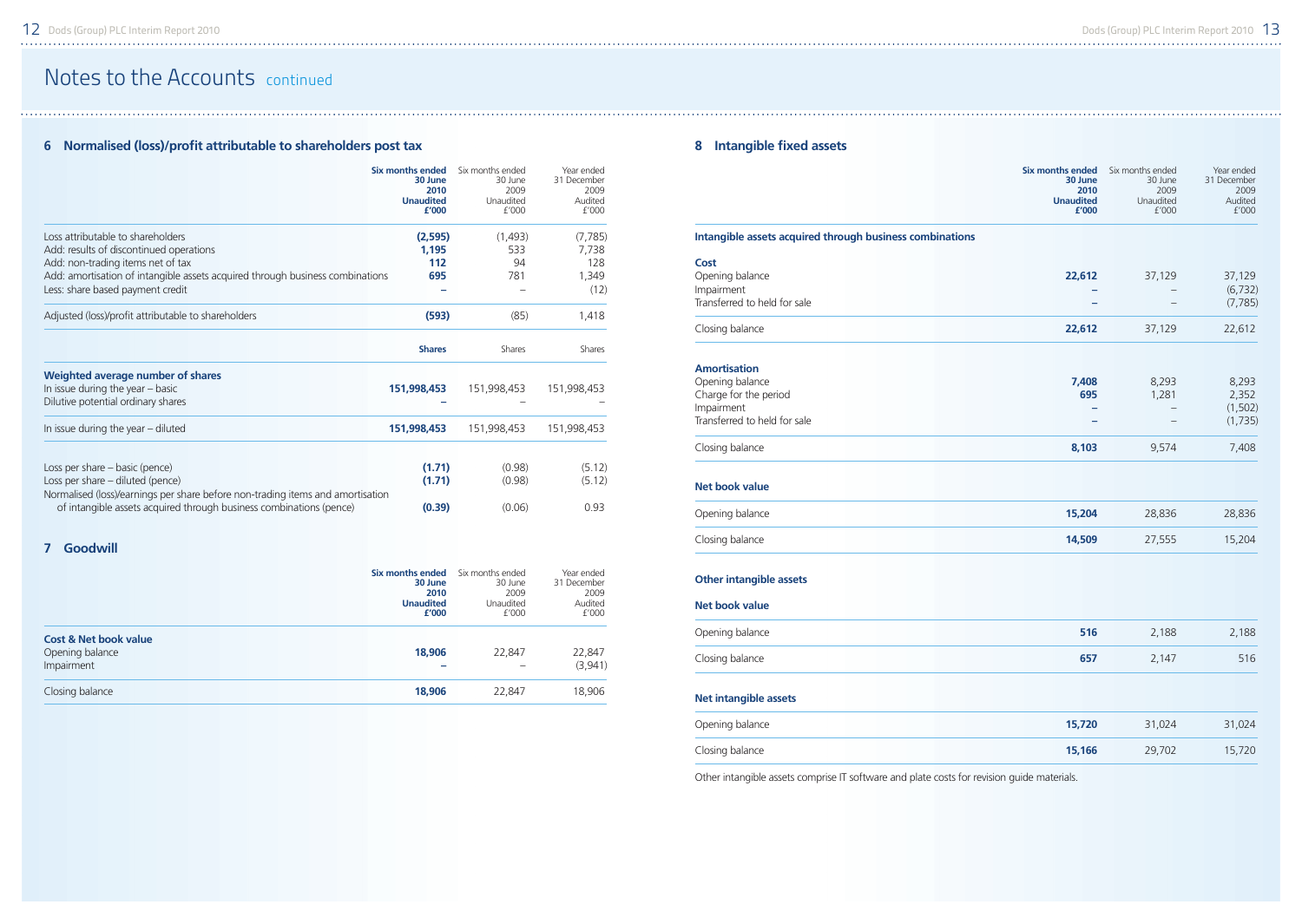# Notes to the Accounts continued

## 6 Normalised (loss)/profit attributable to shareholders post tax

| | **Six months ended 30 June 2010 Unaudited £'000** | Six months ended 30 June 2009 Unaudited £'000 | Year ended 31 December 2009 Audited £'000 |
|---|---|---|---|
| Loss attributable to shareholders | **(2,595)** | (1,493) | (7,785) |
| Add: results of discontinued operations | **1,195** | 533 | 7,738 |
| Add: non-trading items net of tax | **112** | 94 | 128 |
| Add: amortisation of intangible assets acquired through business combinations | **695** | 781 | 1,349 |
| Less: share based payment credit | **–** | – | (12) |
| Adjusted (loss)/profit attributable to shareholders | **(593)** | (85) | 1,418 |

| | **Shares** | Shares | Shares |
|---|---|---|---|
| **Weighted average number of shares** | | | |
| In issue during the year – basic | **151,998,453** | 151,998,453 | 151,998,453 |
| Dilutive potential ordinary shares | **–** | – | – |
| In issue during the year – diluted | **151,998,453** | 151,998,453 | 151,998,453 |
| Loss per share – basic (pence) | **(1.71)** | (0.98) | (5.12) |
| Loss per share – diluted (pence) | **(1.71)** | (0.98) | (5.12) |
| Normalised (loss)/earnings per share before non-trading items and amortisation of intangible assets acquired through business combinations (pence) | **(0.39)** | (0.06) | 0.93 |

## 7 Goodwill

| | **Six months ended 30 June 2010 Unaudited £'000** | Six months ended 30 June 2009 Unaudited £'000 | Year ended 31 December 2009 Audited £'000 |
|---|---|---|---|
| **Cost & Net book value** | | | |
| Opening balance | **18,906** | 22,847 | 22,847 |
| Impairment | **–** | – | (3,941) |
| Closing balance | **18,906** | 22,847 | 18,906 |

## 8 Intangible fixed assets

| | **Six months ended 30 June 2010 Unaudited £'000** | Six months ended 30 June 2009 Unaudited £'000 | Year ended 31 December 2009 Audited £'000 |
|---|---|---|---|
| **Intangible assets acquired through business combinations** | | | |
| **Cost** | | | |
| Opening balance | **22,612** | 37,129 | 37,129 |
| Impairment | **–** | – | (6,732) |
| Transferred to held for sale | **–** | – | (7,785) |
| Closing balance | **22,612** | 37,129 | 22,612 |
| **Amortisation** | | | |
| Opening balance | **7,408** | 8,293 | 8,293 |
| Charge for the period | **695** | 1,281 | 2,352 |
| Impairment | **–** | – | (1,502) |
| Transferred to held for sale | **–** | – | (1,735) |
| Closing balance | **8,103** | 9,574 | 7,408 |
| **Net book value** | | | |
| Opening balance | **15,204** | 28,836 | 28,836 |
| Closing balance | **14,509** | 27,555 | 15,204 |
| **Other intangible assets** | | | |
| **Net book value** | | | |
| Opening balance | **516** | 2,188 | 2,188 |
| Closing balance | **657** | 2,147 | 516 |
| **Net intangible assets** | | | |
| Opening balance | **15,720** | 31,024 | 31,024 |
| Closing balance | **15,166** | 29,702 | 15,720 |

Other intangible assets comprise IT software and plate costs for revision guide materials.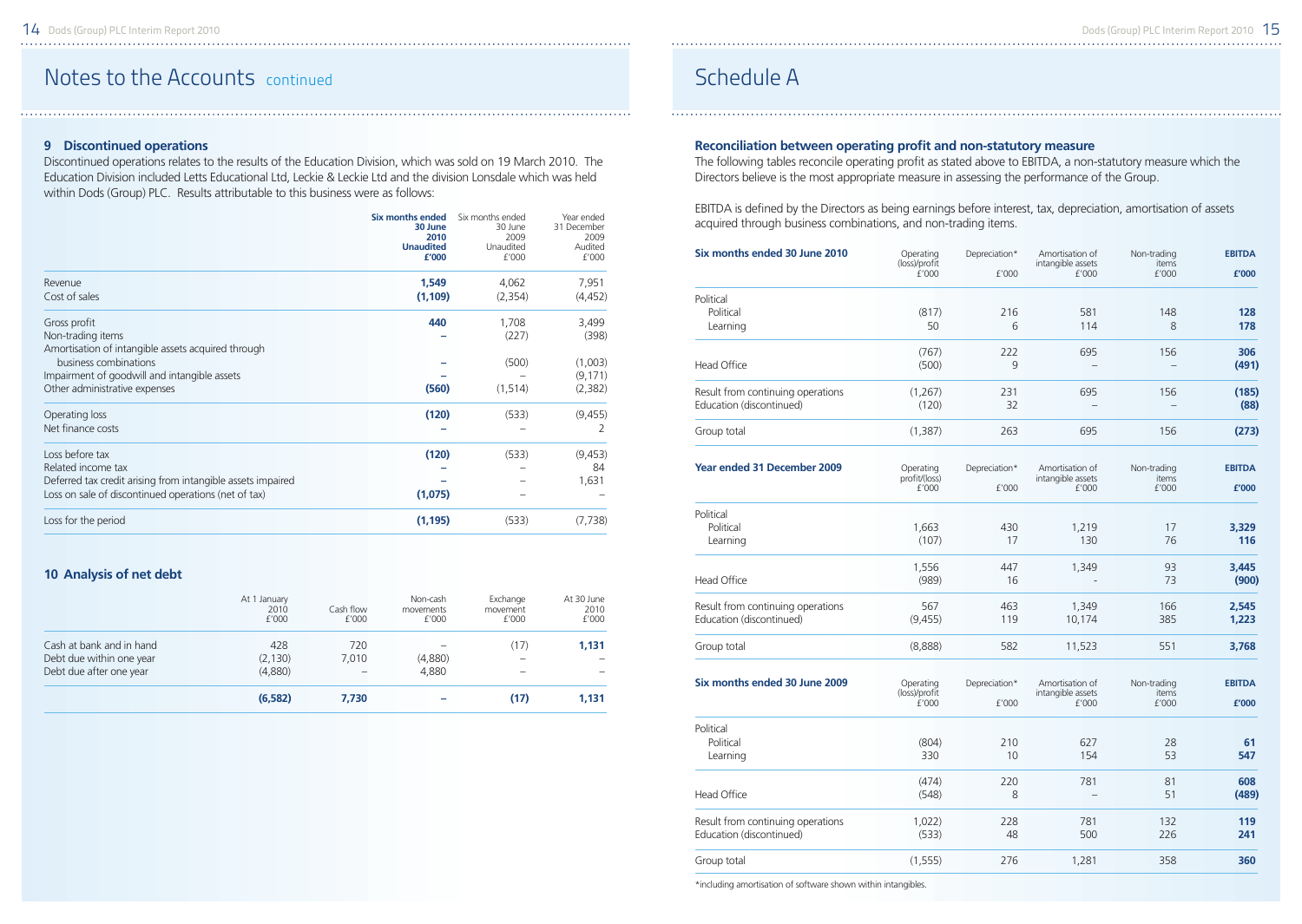# Notes to the Accounts continued

### 9 Discontinued operations

Discontinued operations relates to the results of the Education Division, which was sold on 19 March 2010. The Education Division included Letts Educational Ltd, Leckie & Leckie Ltd and the division Lonsdale which was held within Dods (Group) PLC. Results attributable to this business were as follows:

| | **Six months ended 30 June 2010 Unaudited £'000** | Six months ended 30 June 2009 Unaudited £'000 | Year ended 31 December 2009 Audited £'000 |
|---|---|---|---|
| Revenue | **1,549** | 4,062 | 7,951 |
| Cost of sales | **(1,109)** | (2,354) | (4,452) |
| Gross profit | **440** | 1,708 | 3,499 |
| Non-trading items | **–** | (227) | (398) |
| Amortisation of intangible assets acquired through business combinations | **–** | (500) | (1,003) |
| Impairment of goodwill and intangible assets | **–** | – | (9,171) |
| Other administrative expenses | **(560)** | (1,514) | (2,382) |
| Operating loss | **(120)** | (533) | (9,455) |
| Net finance costs | **–** | – | 2 |
| Loss before tax | **(120)** | (533) | (9,453) |
| Related income tax | **–** | – | 84 |
| Deferred tax credit arising from intangible assets impaired | **–** | – | 1,631 |
| Loss on sale of discontinued operations (net of tax) | **(1,075)** | – | – |
| Loss for the period | **(1,195)** | (533) | (7,738) |

### 10 Analysis of net debt

| | At 1 January 2010 £'000 | Cash flow £'000 | Non-cash movements £'000 | Exchange movement £'000 | At 30 June 2010 £'000 |
|---|---|---|---|---|---|
| Cash at bank and in hand | 428 | 720 | – | (17) | **1,131** |
| Debt due within one year | (2,130) | 7,010 | (4,880) | – | – |
| Debt due after one year | (4,880) | – | 4,880 | – | – |
| | **(6,582)** | **7,730** | **–** | **(17)** | **1,131** |

# Schedule A

### Reconciliation between operating profit and non-statutory measure

The following tables reconcile operating profit as stated above to EBITDA, a non-statutory measure which the Directors believe is the most appropriate measure in assessing the performance of the Group.

EBITDA is defined by the Directors as being earnings before interest, tax, depreciation, amortisation of assets acquired through business combinations, and non-trading items.

| **Six months ended 30 June 2010** | Operating (loss)/profit £'000 | Depreciation* £'000 | Amortisation of intangible assets £'000 | Non-trading items £'000 | **EBITDA £'000** |
|---|---|---|---|---|---|
| Political | | | | | |
| Political | (817) | 216 | 581 | 148 | **128** |
| Learning | 50 | 6 | 114 | 8 | **178** |
| | (767) | 222 | 695 | 156 | **306** |
| Head Office | (500) | 9 | – | – | **(491)** |
| Result from continuing operations | (1,267) | 231 | 695 | 156 | **(185)** |
| Education (discontinued) | (120) | 32 | – | – | **(88)** |
| Group total | (1,387) | 263 | 695 | 156 | **(273)** |

| **Year ended 31 December 2009** | Operating profit/(loss) £'000 | Depreciation* £'000 | Amortisation of intangible assets £'000 | Non-trading items £'000 | **EBITDA £'000** |
|---|---|---|---|---|---|
| Political | | | | | |
| Political | 1,663 | 430 | 1,219 | 17 | **3,329** |
| Learning | (107) | 17 | 130 | 76 | **116** |
| | 1,556 | 447 | 1,349 | 93 | **3,445** |
| Head Office | (989) | 16 | - | 73 | **(900)** |
| Result from continuing operations | 567 | 463 | 1,349 | 166 | **2,545** |
| Education (discontinued) | (9,455) | 119 | 10,174 | 385 | **1,223** |
| Group total | (8,888) | 582 | 11,523 | 551 | **3,768** |

| **Six months ended 30 June 2009** | Operating (loss)/profit £'000 | Depreciation* £'000 | Amortisation of intangible assets £'000 | Non-trading items £'000 | **EBITDA £'000** |
|---|---|---|---|---|---|
| Political | | | | | |
| Political | (804) | 210 | 627 | 28 | **61** |
| Learning | 330 | 10 | 154 | 53 | **547** |
| | (474) | 220 | 781 | 81 | **608** |
| Head Office | (548) | 8 | – | 51 | **(489)** |
| Result from continuing operations | 1,022) | 228 | 781 | 132 | **119** |
| Education (discontinued) | (533) | 48 | 500 | 226 | **241** |
| Group total | (1,555) | 276 | 1,281 | 358 | **360** |

*including amortisation of software shown within intangibles.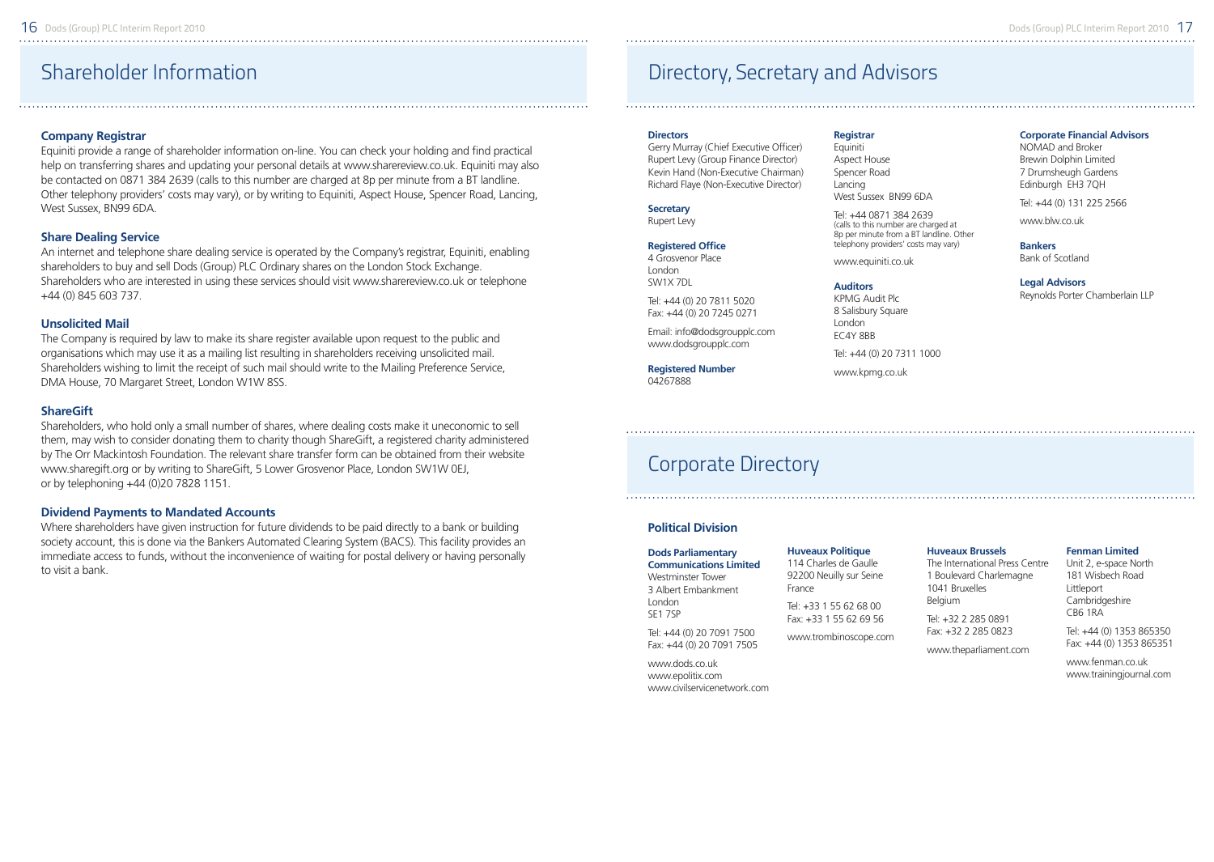# Shareholder Information

### Company Registrar

Equiniti provide a range of shareholder information on-line. You can check your holding and find practical help on transferring shares and updating your personal details at www.sharereview.co.uk. Equiniti may also be contacted on 0871 384 2639 (calls to this number are charged at 8p per minute from a BT landline. Other telephony providers' costs may vary), or by writing to Equiniti, Aspect House, Spencer Road, Lancing, West Sussex, BN99 6DA.

### Share Dealing Service

An internet and telephone share dealing service is operated by the Company's registrar, Equiniti, enabling shareholders to buy and sell Dods (Group) PLC Ordinary shares on the London Stock Exchange. Shareholders who are interested in using these services should visit www.sharereview.co.uk or telephone +44 (0) 845 603 737.

### Unsolicited Mail

The Company is required by law to make its share register available upon request to the public and organisations which may use it as a mailing list resulting in shareholders receiving unsolicited mail. Shareholders wishing to limit the receipt of such mail should write to the Mailing Preference Service, DMA House, 70 Margaret Street, London W1W 8SS.

### ShareGift

Shareholders, who hold only a small number of shares, where dealing costs make it uneconomic to sell them, may wish to consider donating them to charity though ShareGift, a registered charity administered by The Orr Mackintosh Foundation. The relevant share transfer form can be obtained from their website www.sharegift.org or by writing to ShareGift, 5 Lower Grosvenor Place, London SW1W 0EJ, or by telephoning +44 (0)20 7828 1151.

### Dividend Payments to Mandated Accounts

Where shareholders have given instruction for future dividends to be paid directly to a bank or building society account, this is done via the Bankers Automated Clearing System (BACS). This facility provides an immediate access to funds, without the inconvenience of waiting for postal delivery or having personally to visit a bank.

# Directory, Secretary and Advisors

**Directors**
Gerry Murray (Chief Executive Officer)
Rupert Levy (Group Finance Director)
Kevin Hand (Non-Executive Chairman)
Richard Flaye (Non-Executive Director)

**Secretary**
Rupert Levy

**Registered Office**
4 Grosvenor Place
London
SW1X 7DL

Tel: +44 (0) 20 7811 5020
Fax: +44 (0) 20 7245 0271

Email: info@dodsgroupplc.com
www.dodsgroupplc.com

**Registered Number**
04267888

**Registrar**
Equiniti
Aspect House
Spencer Road
Lancing
West Sussex BN99 6DA

Tel: +44 0871 384 2639
(calls to this number are charged at 8p per minute from a BT landline. Other telephony providers' costs may vary)

www.equiniti.co.uk

**Auditors**
KPMG Audit Plc
8 Salisbury Square
London
EC4Y 8BB

Tel: +44 (0) 20 7311 1000

www.kpmg.co.uk

**Corporate Financial Advisors**
NOMAD and Broker
Brewin Dolphin Limited
7 Drumsheugh Gardens
Edinburgh EH3 7QH

Tel: +44 (0) 131 225 2566

www.blw.co.uk

**Bankers**
Bank of Scotland

**Legal Advisors**
Reynolds Porter Chamberlain LLP

# Corporate Directory

### Political Division

**Dods Parliamentary Communications Limited**
Westminster Tower
3 Albert Embankment
London
SE1 7SP

Tel: +44 (0) 20 7091 7500
Fax: +44 (0) 20 7091 7505

www.dods.co.uk
www.epolitix.com
www.civilservicenetwork.com

**Huveaux Politique**
114 Charles de Gaulle
92200 Neuilly sur Seine
France

Tel: +33 1 55 62 68 00
Fax: +33 1 55 62 69 56

www.trombinoscope.com

**Huveaux Brussels**
The International Press Centre
1 Boulevard Charlemagne
1041 Bruxelles
Belgium

Tel: +32 2 285 0891
Fax: +32 2 285 0823

www.theparliament.com

**Fenman Limited**
Unit 2, e-space North
181 Wisbech Road
Littleport
Cambridgeshire
CB6 1RA

Tel: +44 (0) 1353 865350
Fax: +44 (0) 1353 865351

www.fenman.co.uk
www.trainingjournal.com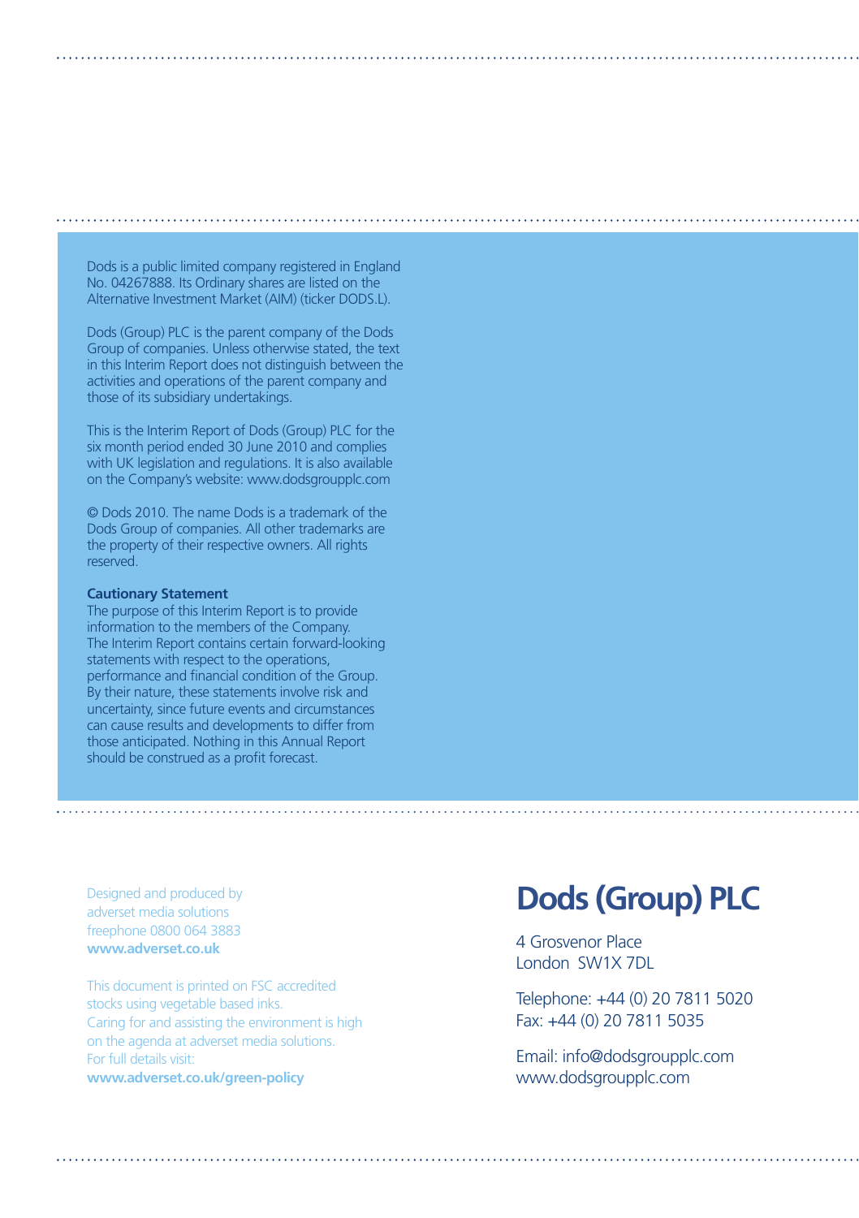Dods is a public limited company registered in England No. 04267888. Its Ordinary shares are listed on the Alternative Investment Market (AIM) (ticker DODS.L).

Dods (Group) PLC is the parent company of the Dods Group of companies. Unless otherwise stated, the text in this Interim Report does not distinguish between the activities and operations of the parent company and those of its subsidiary undertakings.

This is the Interim Report of Dods (Group) PLC for the six month period ended 30 June 2010 and complies with UK legislation and regulations. It is also available on the Company's website: www.dodsgroupplc.com

© Dods 2010. The name Dods is a trademark of the Dods Group of companies. All other trademarks are the property of their respective owners. All rights reserved.

**Cautionary Statement**

The purpose of this Interim Report is to provide information to the members of the Company. The Interim Report contains certain forward-looking statements with respect to the operations, performance and financial condition of the Group. By their nature, these statements involve risk and uncertainty, since future events and circumstances can cause results and developments to differ from those anticipated. Nothing in this Annual Report should be construed as a profit forecast.

Designed and produced by
adverset media solutions
freephone 0800 064 3883
**www.adverset.co.uk**

This document is printed on FSC accredited stocks using vegetable based inks.
Caring for and assisting the environment is high on the agenda at adverset media solutions.
For full details visit:
**www.adverset.co.uk/green-policy**

# Dods (Group) PLC

4 Grosvenor Place
London SW1X 7DL

Telephone: +44 (0) 20 7811 5020
Fax: +44 (0) 20 7811 5035

Email: info@dodsgroupplc.com
www.dodsgroupplc.com